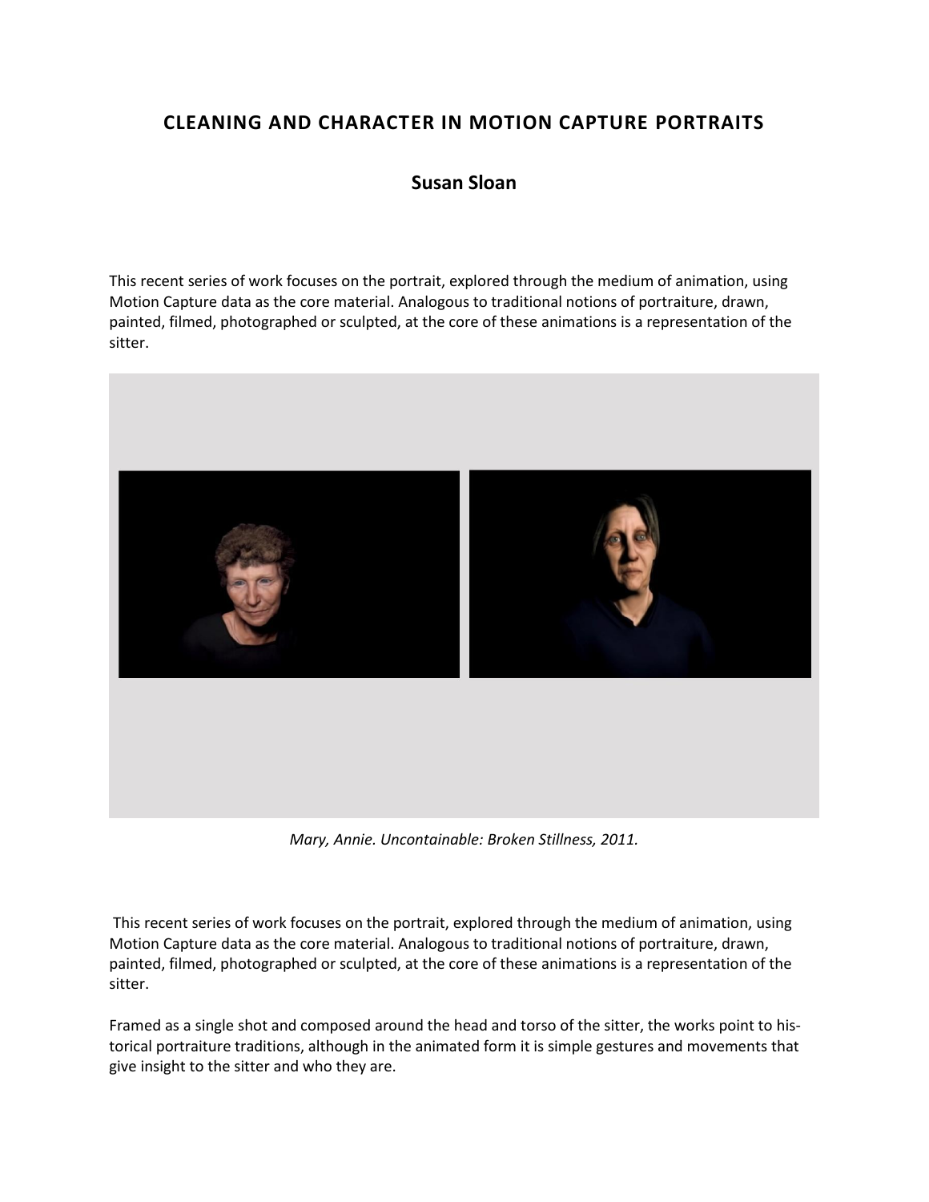# CLEANING AND CHARACTER IN MOTION CAPTURE PORTRAITS

## Susan Sloan

This recent series of work focuses on the portrait, explored through the medium of animation, using Motion Capture data as the core material. Analogous to traditional notions of portraiture, drawn, painted, filmed, photographed or sculpted, at the core of these animations is a representation of the sitter.

*Mary, Annie. Uncontainable: Broken Stillness, 2011.*

This recent series of work focuses on the portrait, explored through the medium of animation, using Motion Capture data as the core material. Analogous to traditional notions of portraiture, drawn, painted, filmed, photographed or sculpted, at the core of these animations is a representation of the sitter.

Framed as a single shot and composed around the head and torso of the sitter, the works point to historical portraiture traditions, although in the animated form it is simple gestures and movements that give insight to the sitter and who they are.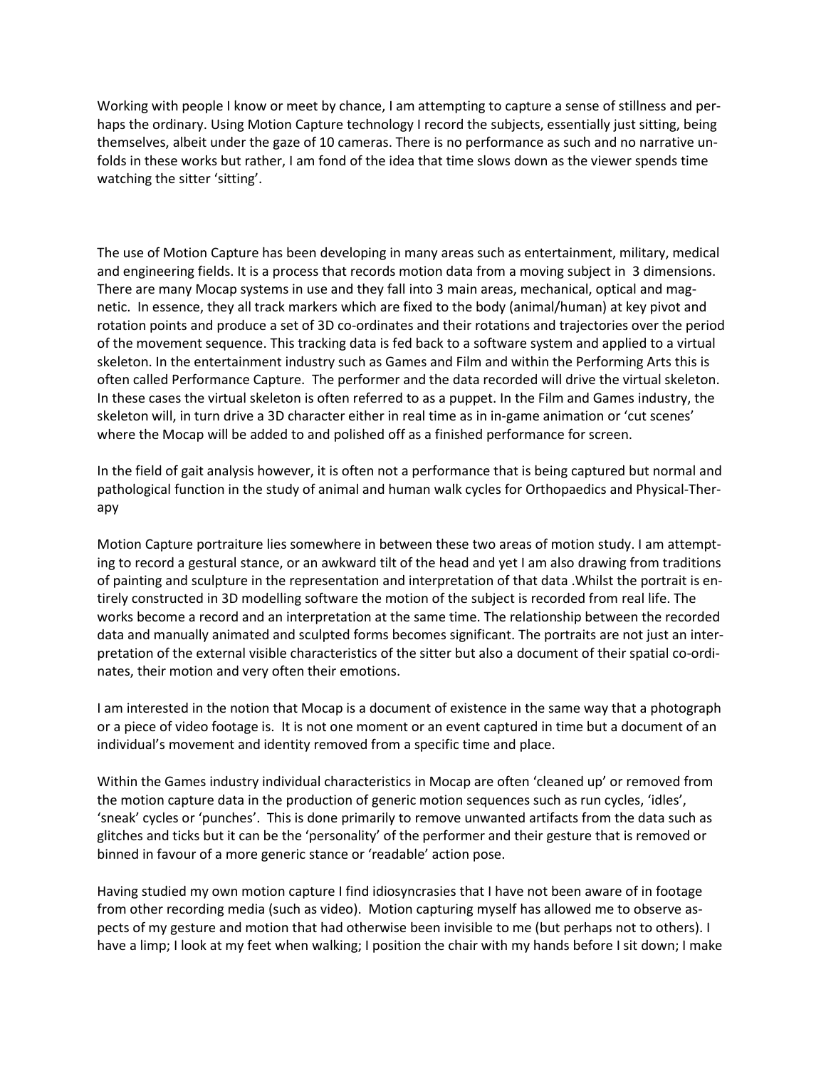Working with people I know or meet by chance, I am attempting to capture a sense of stillness and perhaps the ordinary. Using Motion Capture technology I record the subjects, essentially just sitting, being themselves, albeit under the gaze of 10 cameras. There is no performance as such and no narrative unfolds in these works but rather, I am fond of the idea that time slows down as the viewer spends time watching the sitter 'sitting'.

The use of Motion Capture has been developing in many areas such as entertainment, military, medical and engineering fields. It is a process that records motion data from a moving subject in 3 dimensions. There are many Mocap systems in use and they fall into 3 main areas, mechanical, optical and magnetic. In essence, they all track markers which are fixed to the body (animal/human) at key pivot and rotation points and produce a set of 3D co-ordinates and their rotations and trajectories over the period of the movement sequence. This tracking data is fed back to a software system and applied to a virtual skeleton. In the entertainment industry such as Games and Film and within the Performing Arts this is often called Performance Capture. The performer and the data recorded will drive the virtual skeleton. In these cases the virtual skeleton is often referred to as a puppet. In the Film and Games industry, the skeleton will, in turn drive a 3D character either in real time as in in-game animation or 'cut scenes' where the Mocap will be added to and polished off as a finished performance for screen.

In the field of gait analysis however, it is often not a performance that is being captured but normal and pathological function in the study of animal and human walk cycles for Orthopaedics and Physical-Therapy

Motion Capture portraiture lies somewhere in between these two areas of motion study. I am attempting to record a gestural stance, or an awkward tilt of the head and yet I am also drawing from traditions of painting and sculpture in the representation and interpretation of that data .Whilst the portrait is entirely constructed in 3D modelling software the motion of the subject is recorded from real life. The works become a record and an interpretation at the same time. The relationship between the recorded data and manually animated and sculpted forms becomes significant. The portraits are not just an interpretation of the external visible characteristics of the sitter but also a document of their spatial co-ordinates, their motion and very often their emotions.

I am interested in the notion that Mocap is a document of existence in the same way that a photograph or a piece of video footage is. It is not one moment or an event captured in time but a document of an individual's movement and identity removed from a specific time and place.

Within the Games industry individual characteristics in Mocap are often 'cleaned up' or removed from the motion capture data in the production of generic motion sequences such as run cycles, 'idles', 'sneak' cycles or 'punches'. This is done primarily to remove unwanted artifacts from the data such as glitches and ticks but it can be the 'personality' of the performer and their gesture that is removed or binned in favour of a more generic stance or 'readable' action pose.

Having studied my own motion capture I find idiosyncrasies that I have not been aware of in footage from other recording media (such as video). Motion capturing myself has allowed me to observe aspects of my gesture and motion that had otherwise been invisible to me (but perhaps not to others). I have a limp; I look at my feet when walking; I position the chair with my hands before I sit down; I make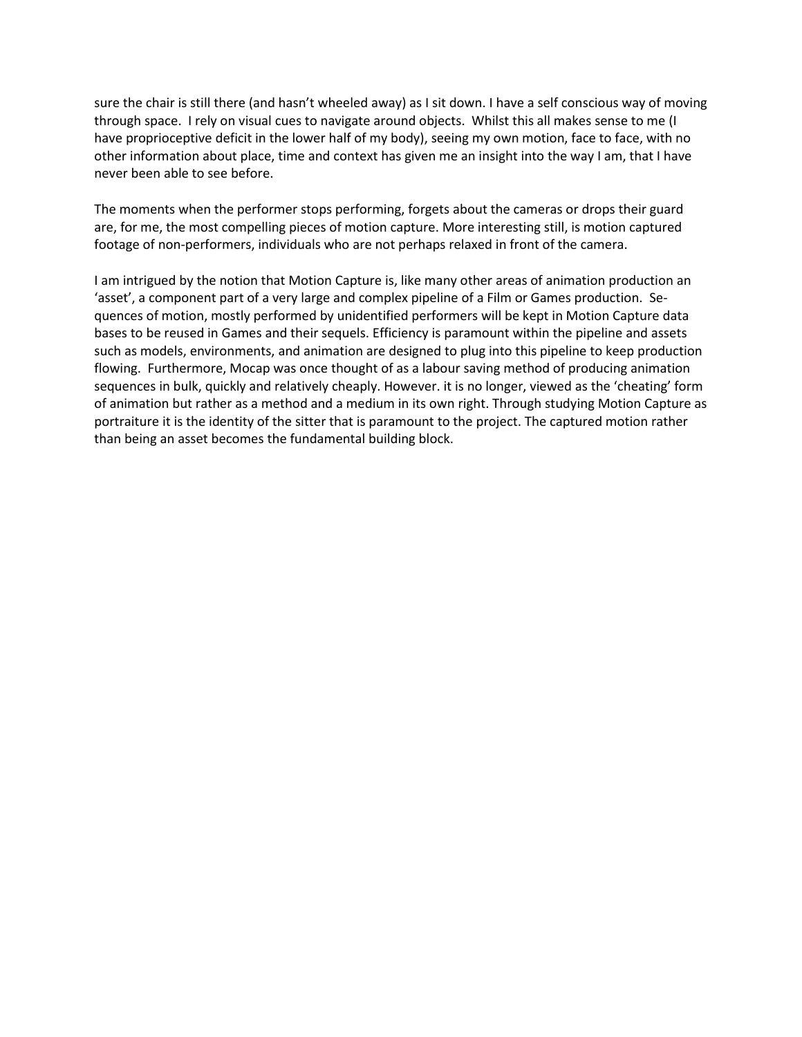sure the chair is still there (and hasn't wheeled away) as I sit down. I have a self conscious way of moving through space. I rely on visual cues to navigate around objects. Whilst this all makes sense to me (I have proprioceptive deficit in the lower half of my body), seeing my own motion, face to face, with no other information about place, time and context has given me an insight into the way I am, that I have never been able to see before.

The moments when the performer stops performing, forgets about the cameras or drops their guard are, for me, the most compelling pieces of motion capture. More interesting still, is motion captured footage of non-performers, individuals who are not perhaps relaxed in front of the camera.

I am intrigued by the notion that Motion Capture is, like many other areas of animation production an 'asset', a component part of a very large and complex pipeline of a Film or Games production. Sequences of motion, mostly performed by unidentified performers will be kept in Motion Capture data bases to be reused in Games and their sequels. Efficiency is paramount within the pipeline and assets such as models, environments, and animation are designed to plug into this pipeline to keep production flowing. Furthermore, Mocap was once thought of as a labour saving method of producing animation sequences in bulk, quickly and relatively cheaply. However. it is no longer, viewed as the 'cheating' form of animation but rather as a method and a medium in its own right. Through studying Motion Capture as portraiture it is the identity of the sitter that is paramount to the project. The captured motion rather than being an asset becomes the fundamental building block.